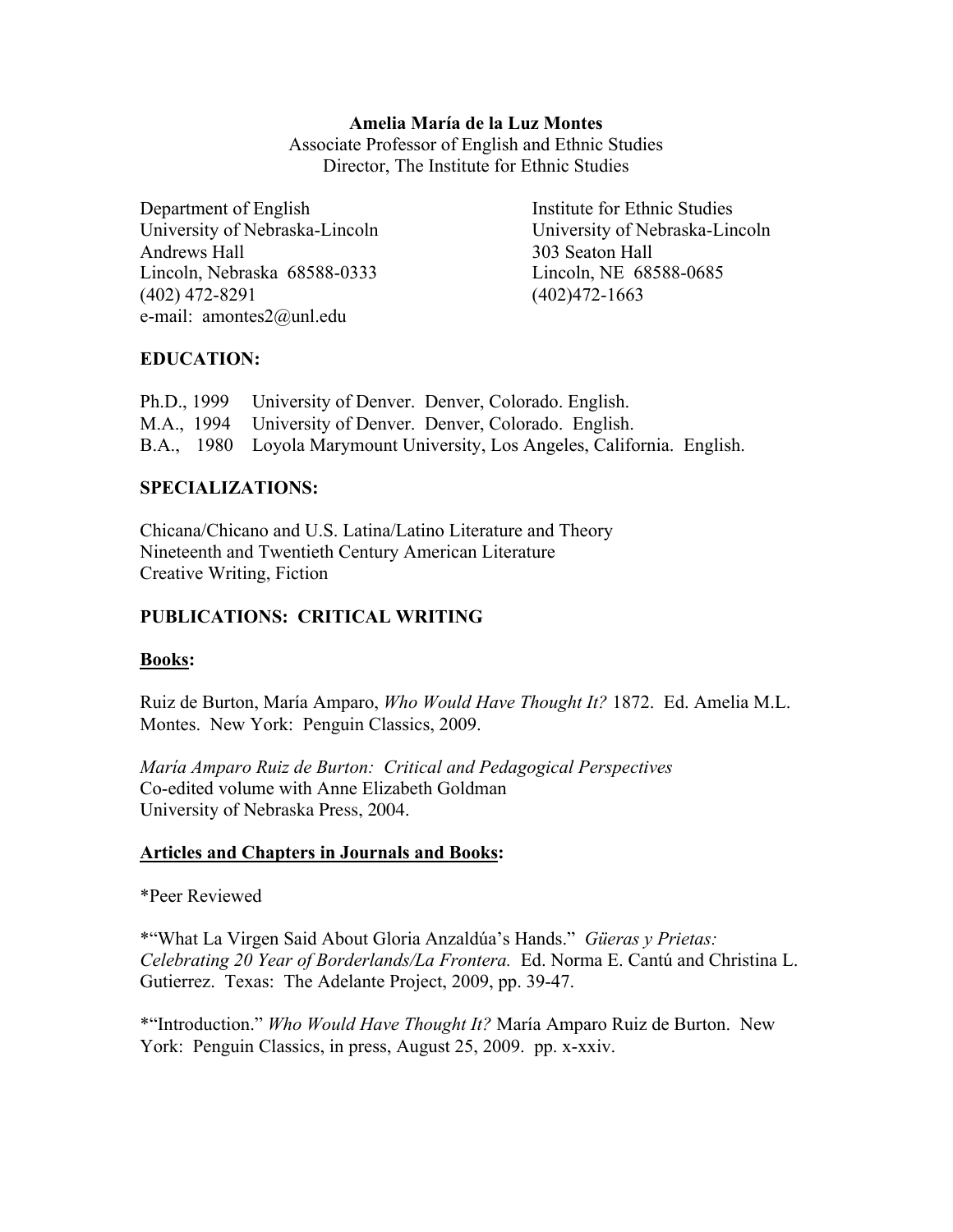**Amelia María de la Luz Montes**
Associate Professor of English and Ethnic Studies
Director, The Institute for Ethnic Studies

Department of English
University of Nebraska-Lincoln
Andrews Hall
Lincoln, Nebraska 68588-0333
(402) 472-8291
e-mail: amontes2@unl.edu

Institute for Ethnic Studies
University of Nebraska-Lincoln
303 Seaton Hall
Lincoln, NE 68588-0685
(402)472-1663

## EDUCATION:

Ph.D., 1999 University of Denver. Denver, Colorado. English.
M.A., 1994 University of Denver. Denver, Colorado. English.
B.A., 1980 Loyola Marymount University, Los Angeles, California. English.

## SPECIALIZATIONS:

Chicana/Chicano and U.S. Latina/Latino Literature and Theory
Nineteenth and Twentieth Century American Literature
Creative Writing, Fiction

## PUBLICATIONS: CRITICAL WRITING

### Books:

Ruiz de Burton, María Amparo, *Who Would Have Thought It?* 1872. Ed. Amelia M.L. Montes. New York: Penguin Classics, 2009.

*María Amparo Ruiz de Burton: Critical and Pedagogical Perspectives*
Co-edited volume with Anne Elizabeth Goldman
University of Nebraska Press, 2004.

### Articles and Chapters in Journals and Books:

*Peer Reviewed

*"What La Virgen Said About Gloria Anzaldúa's Hands." *Güeras y Prietas: Celebrating 20 Year of Borderlands/La Frontera.* Ed. Norma E. Cantú and Christina L. Gutierrez. Texas: The Adelante Project, 2009, pp. 39-47.

*"Introduction." *Who Would Have Thought It?* María Amparo Ruiz de Burton. New York: Penguin Classics, in press, August 25, 2009. pp. x-xxiv.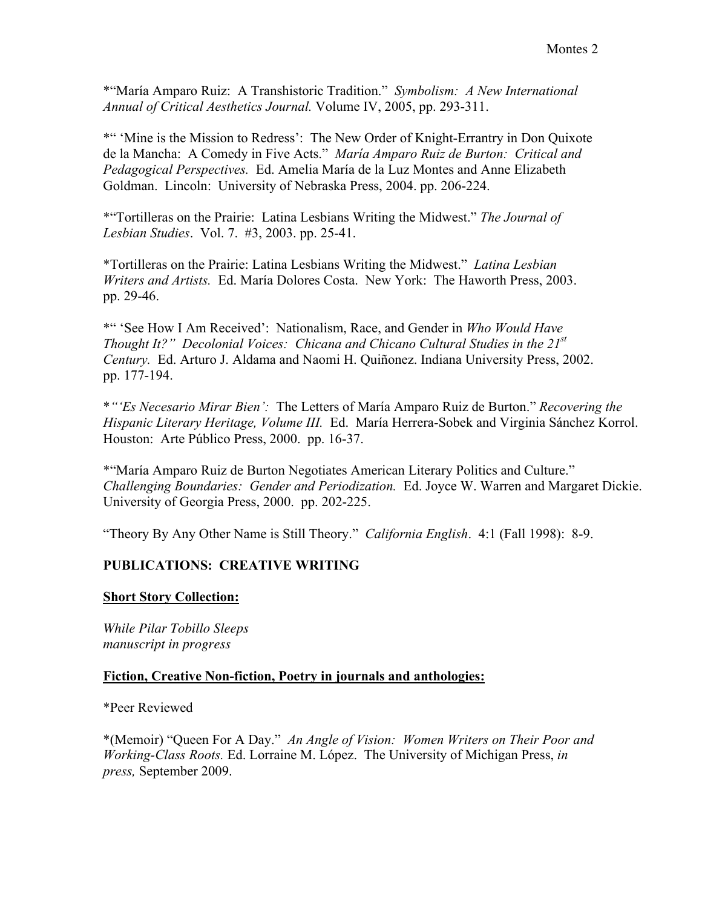*"María Amparo Ruiz: A Transhistoric Tradition." *Symbolism: A New International Annual of Critical Aesthetics Journal.* Volume IV, 2005, pp. 293-311.

*" 'Mine is the Mission to Redress': The New Order of Knight-Errantry in Don Quixote de la Mancha: A Comedy in Five Acts." *María Amparo Ruiz de Burton: Critical and Pedagogical Perspectives.* Ed. Amelia María de la Luz Montes and Anne Elizabeth Goldman. Lincoln: University of Nebraska Press, 2004. pp. 206-224.

*"Tortilleras on the Prairie: Latina Lesbians Writing the Midwest." *The Journal of Lesbian Studies*. Vol. 7. #3, 2003. pp. 25-41.

*Tortilleras on the Prairie: Latina Lesbians Writing the Midwest." *Latina Lesbian Writers and Artists.* Ed. María Dolores Costa. New York: The Haworth Press, 2003. pp. 29-46.

*" 'See How I Am Received': Nationalism, Race, and Gender in *Who Would Have Thought It?" Decolonial Voices: Chicana and Chicano Cultural Studies in the 21st Century.* Ed. Arturo J. Aldama and Naomi H. Quiñonez. Indiana University Press, 2002. pp. 177-194.

**"'Es Necesario Mirar Bien':* The Letters of María Amparo Ruiz de Burton." *Recovering the Hispanic Literary Heritage, Volume III.* Ed. María Herrera-Sobek and Virginia Sánchez Korrol. Houston: Arte Público Press, 2000. pp. 16-37.

*"María Amparo Ruiz de Burton Negotiates American Literary Politics and Culture." *Challenging Boundaries: Gender and Periodization.* Ed. Joyce W. Warren and Margaret Dickie. University of Georgia Press, 2000. pp. 202-225.

"Theory By Any Other Name is Still Theory." *California English*. 4:1 (Fall 1998): 8-9.

## PUBLICATIONS: CREATIVE WRITING

### Short Story Collection:

*While Pilar Tobillo Sleeps*
*manuscript in progress*

### Fiction, Creative Non-fiction, Poetry in journals and anthologies:

*Peer Reviewed

*(Memoir) "Queen For A Day." *An Angle of Vision: Women Writers on Their Poor and Working-Class Roots.* Ed. Lorraine M. López. The University of Michigan Press, *in press,* September 2009.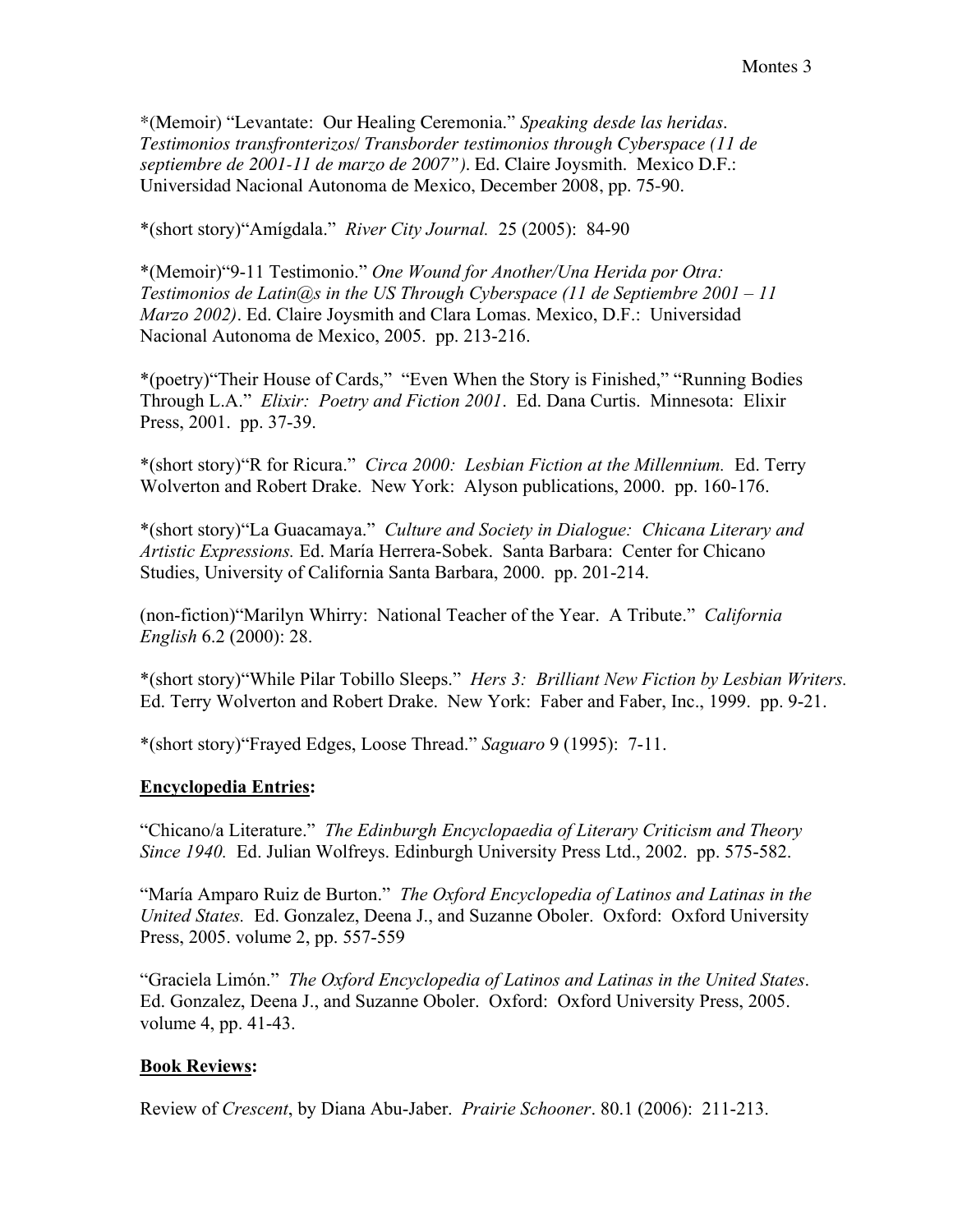*(Memoir) "Levantate: Our Healing Ceremonia." *Speaking desde las heridas. Testimonios transfronterizos/ Transborder testimonios through Cyberspace (11 de septiembre de 2001-11 de marzo de 2007")*. Ed. Claire Joysmith. Mexico D.F.: Universidad Nacional Autonoma de Mexico, December 2008, pp. 75-90.

*(short story)"Amígdala." *River City Journal.* 25 (2005): 84-90

*(Memoir)"9-11 Testimonio." *One Wound for Another/Una Herida por Otra: Testimonios de Latin@s in the US Through Cyberspace (11 de Septiembre 2001 – 11 Marzo 2002)*. Ed. Claire Joysmith and Clara Lomas. Mexico, D.F.: Universidad Nacional Autonoma de Mexico, 2005. pp. 213-216.

*(poetry)"Their House of Cards," "Even When the Story is Finished," "Running Bodies Through L.A." *Elixir: Poetry and Fiction 2001*. Ed. Dana Curtis. Minnesota: Elixir Press, 2001. pp. 37-39.

*(short story)"R for Ricura." *Circa 2000: Lesbian Fiction at the Millennium.* Ed. Terry Wolverton and Robert Drake. New York: Alyson publications, 2000. pp. 160-176.

*(short story)"La Guacamaya." *Culture and Society in Dialogue: Chicana Literary and Artistic Expressions.* Ed. María Herrera-Sobek. Santa Barbara: Center for Chicano Studies, University of California Santa Barbara, 2000. pp. 201-214.

(non-fiction)"Marilyn Whirry: National Teacher of the Year. A Tribute." *California English* 6.2 (2000): 28.

*(short story)"While Pilar Tobillo Sleeps." *Hers 3: Brilliant New Fiction by Lesbian Writers.* Ed. Terry Wolverton and Robert Drake. New York: Faber and Faber, Inc., 1999. pp. 9-21.

*(short story)"Frayed Edges, Loose Thread." *Saguaro* 9 (1995): 7-11.

**Encyclopedia Entries:**

"Chicano/a Literature." *The Edinburgh Encyclopaedia of Literary Criticism and Theory Since 1940.* Ed. Julian Wolfreys. Edinburgh University Press Ltd., 2002. pp. 575-582.

"María Amparo Ruiz de Burton." *The Oxford Encyclopedia of Latinos and Latinas in the United States.* Ed. Gonzalez, Deena J., and Suzanne Oboler. Oxford: Oxford University Press, 2005. volume 2, pp. 557-559

"Graciela Limón." *The Oxford Encyclopedia of Latinos and Latinas in the United States*. Ed. Gonzalez, Deena J., and Suzanne Oboler. Oxford: Oxford University Press, 2005. volume 4, pp. 41-43.

**Book Reviews:**

Review of *Crescent*, by Diana Abu-Jaber. *Prairie Schooner*. 80.1 (2006): 211-213.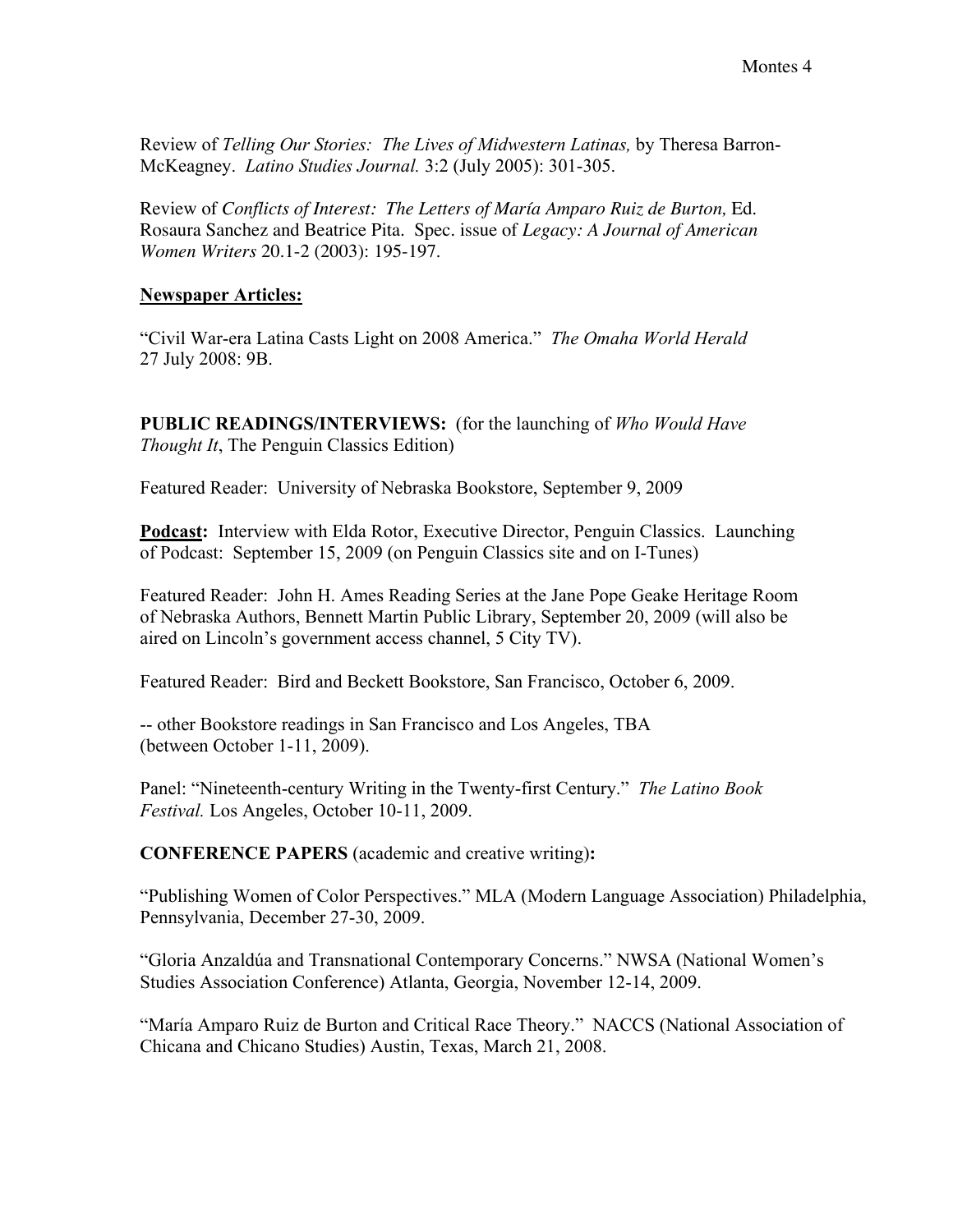Review of *Telling Our Stories: The Lives of Midwestern Latinas,* by Theresa Barron-McKeagney. *Latino Studies Journal.* 3:2 (July 2005): 301-305.

Review of *Conflicts of Interest: The Letters of María Amparo Ruiz de Burton,* Ed. Rosaura Sanchez and Beatrice Pita. Spec. issue of *Legacy: A Journal of American Women Writers* 20.1-2 (2003): 195-197.

<u>**Newspaper Articles:**</u>

"Civil War-era Latina Casts Light on 2008 America." *The Omaha World Herald* 27 July 2008: 9B.

**PUBLIC READINGS/INTERVIEWS:** (for the launching of *Who Would Have Thought It*, The Penguin Classics Edition)

Featured Reader: University of Nebraska Bookstore, September 9, 2009

<u>**Podcast**</u>**:** Interview with Elda Rotor, Executive Director, Penguin Classics. Launching of Podcast: September 15, 2009 (on Penguin Classics site and on I-Tunes)

Featured Reader: John H. Ames Reading Series at the Jane Pope Geake Heritage Room of Nebraska Authors, Bennett Martin Public Library, September 20, 2009 (will also be aired on Lincoln's government access channel, 5 City TV).

Featured Reader: Bird and Beckett Bookstore, San Francisco, October 6, 2009.

-- other Bookstore readings in San Francisco and Los Angeles, TBA (between October 1-11, 2009).

Panel: "Nineteenth-century Writing in the Twenty-first Century." *The Latino Book Festival.* Los Angeles, October 10-11, 2009.

**CONFERENCE PAPERS** (academic and creative writing)**:**

"Publishing Women of Color Perspectives." MLA (Modern Language Association) Philadelphia, Pennsylvania, December 27-30, 2009.

"Gloria Anzaldúa and Transnational Contemporary Concerns." NWSA (National Women's Studies Association Conference) Atlanta, Georgia, November 12-14, 2009.

"María Amparo Ruiz de Burton and Critical Race Theory." NACCS (National Association of Chicana and Chicano Studies) Austin, Texas, March 21, 2008.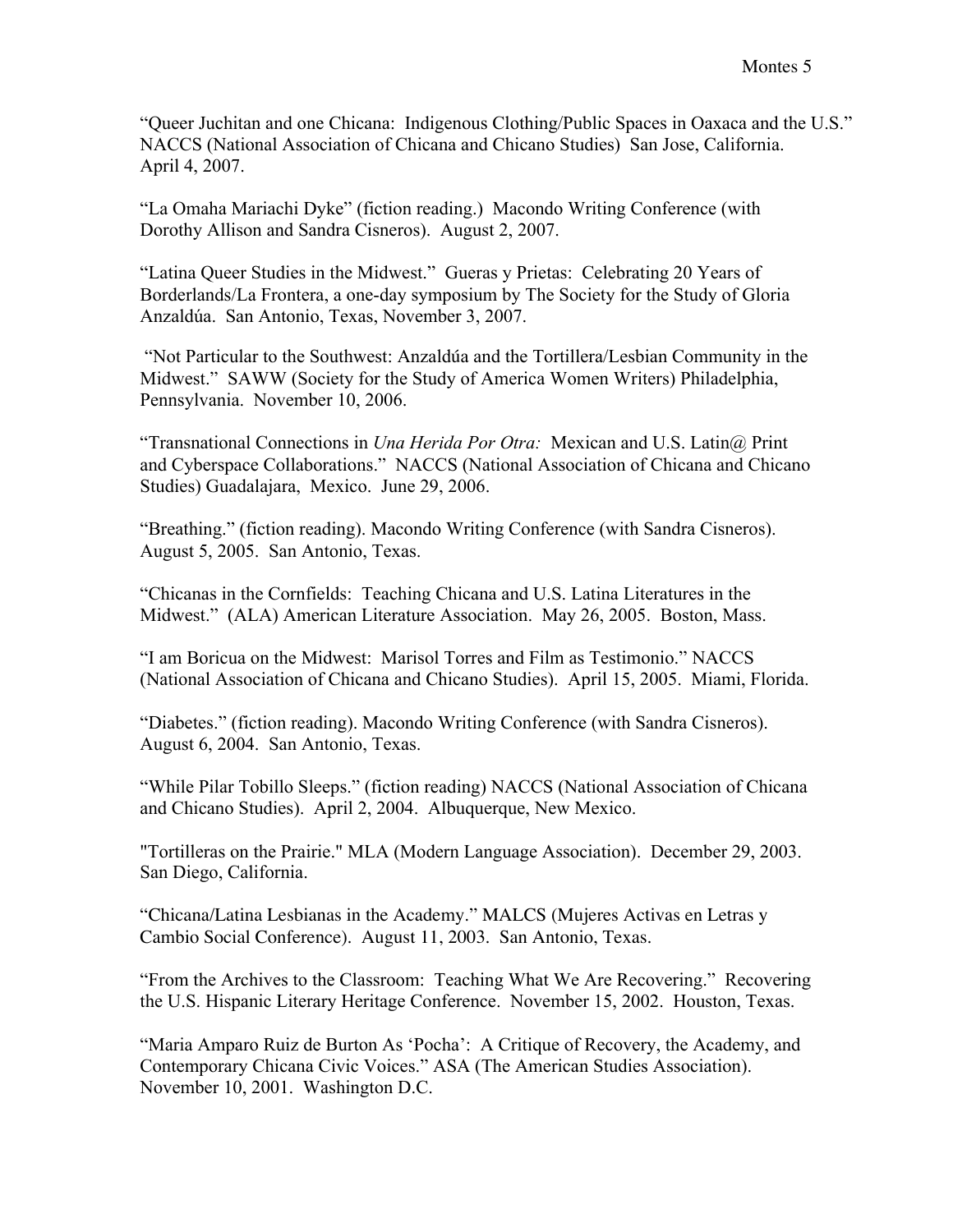“Queer Juchitan and one Chicana: Indigenous Clothing/Public Spaces in Oaxaca and the U.S.” NACCS (National Association of Chicana and Chicano Studies) San Jose, California. April 4, 2007.

“La Omaha Mariachi Dyke” (fiction reading.) Macondo Writing Conference (with Dorothy Allison and Sandra Cisneros). August 2, 2007.

“Latina Queer Studies in the Midwest.” Gueras y Prietas: Celebrating 20 Years of Borderlands/La Frontera, a one-day symposium by The Society for the Study of Gloria Anzaldúa. San Antonio, Texas, November 3, 2007.

“Not Particular to the Southwest: Anzaldúa and the Tortillera/Lesbian Community in the Midwest.” SAWW (Society for the Study of America Women Writers) Philadelphia, Pennsylvania. November 10, 2006.

“Transnational Connections in *Una Herida Por Otra:* Mexican and U.S. Latin@ Print and Cyberspace Collaborations.” NACCS (National Association of Chicana and Chicano Studies) Guadalajara, Mexico. June 29, 2006.

“Breathing.” (fiction reading). Macondo Writing Conference (with Sandra Cisneros). August 5, 2005. San Antonio, Texas.

“Chicanas in the Cornfields: Teaching Chicana and U.S. Latina Literatures in the Midwest.” (ALA) American Literature Association. May 26, 2005. Boston, Mass.

“I am Boricua on the Midwest: Marisol Torres and Film as Testimonio.” NACCS (National Association of Chicana and Chicano Studies). April 15, 2005. Miami, Florida.

“Diabetes.” (fiction reading). Macondo Writing Conference (with Sandra Cisneros). August 6, 2004. San Antonio, Texas.

“While Pilar Tobillo Sleeps.” (fiction reading) NACCS (National Association of Chicana and Chicano Studies). April 2, 2004. Albuquerque, New Mexico.

"Tortilleras on the Prairie." MLA (Modern Language Association). December 29, 2003. San Diego, California.

“Chicana/Latina Lesbianas in the Academy.” MALCS (Mujeres Activas en Letras y Cambio Social Conference). August 11, 2003. San Antonio, Texas.

“From the Archives to the Classroom: Teaching What We Are Recovering.” Recovering the U.S. Hispanic Literary Heritage Conference. November 15, 2002. Houston, Texas.

“Maria Amparo Ruiz de Burton As ‘Pocha’: A Critique of Recovery, the Academy, and Contemporary Chicana Civic Voices.” ASA (The American Studies Association). November 10, 2001. Washington D.C.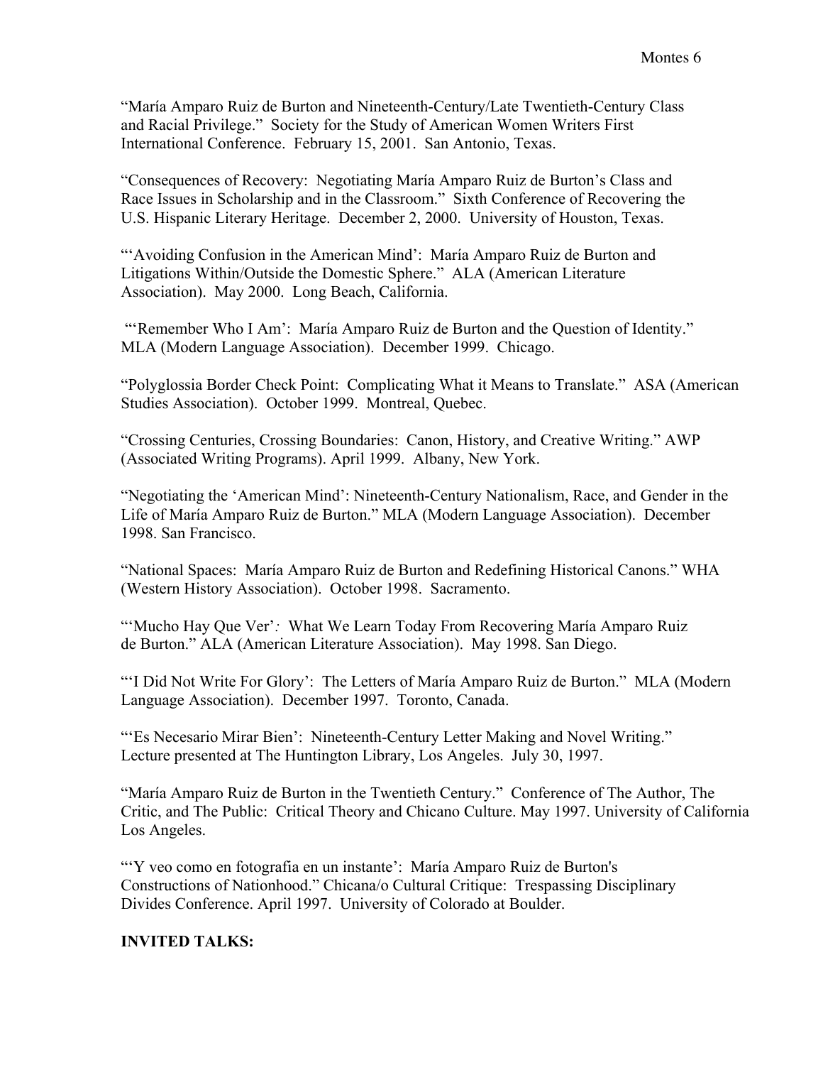"María Amparo Ruiz de Burton and Nineteenth-Century/Late Twentieth-Century Class and Racial Privilege." Society for the Study of American Women Writers First International Conference. February 15, 2001. San Antonio, Texas.

"Consequences of Recovery: Negotiating María Amparo Ruiz de Burton's Class and Race Issues in Scholarship and in the Classroom." Sixth Conference of Recovering the U.S. Hispanic Literary Heritage. December 2, 2000. University of Houston, Texas.

"'Avoiding Confusion in the American Mind': María Amparo Ruiz de Burton and Litigations Within/Outside the Domestic Sphere." ALA (American Literature Association). May 2000. Long Beach, California.

"'Remember Who I Am': María Amparo Ruiz de Burton and the Question of Identity." MLA (Modern Language Association). December 1999. Chicago.

"Polyglossia Border Check Point: Complicating What it Means to Translate." ASA (American Studies Association). October 1999. Montreal, Quebec.

"Crossing Centuries, Crossing Boundaries: Canon, History, and Creative Writing." AWP (Associated Writing Programs). April 1999. Albany, New York.

"Negotiating the 'American Mind': Nineteenth-Century Nationalism, Race, and Gender in the Life of María Amparo Ruiz de Burton." MLA (Modern Language Association). December 1998. San Francisco.

"National Spaces: María Amparo Ruiz de Burton and Redefining Historical Canons." WHA (Western History Association). October 1998. Sacramento.

"'Mucho Hay Que Ver': What We Learn Today From Recovering María Amparo Ruiz de Burton." ALA (American Literature Association). May 1998. San Diego.

"'I Did Not Write For Glory': The Letters of María Amparo Ruiz de Burton." MLA (Modern Language Association). December 1997. Toronto, Canada.

"'Es Necesario Mirar Bien': Nineteenth-Century Letter Making and Novel Writing." Lecture presented at The Huntington Library, Los Angeles. July 30, 1997.

"María Amparo Ruiz de Burton in the Twentieth Century." Conference of The Author, The Critic, and The Public: Critical Theory and Chicano Culture. May 1997. University of California Los Angeles.

"'Y veo como en fotografia en un instante': María Amparo Ruiz de Burton's Constructions of Nationhood." Chicana/o Cultural Critique: Trespassing Disciplinary Divides Conference. April 1997. University of Colorado at Boulder.

**INVITED TALKS:**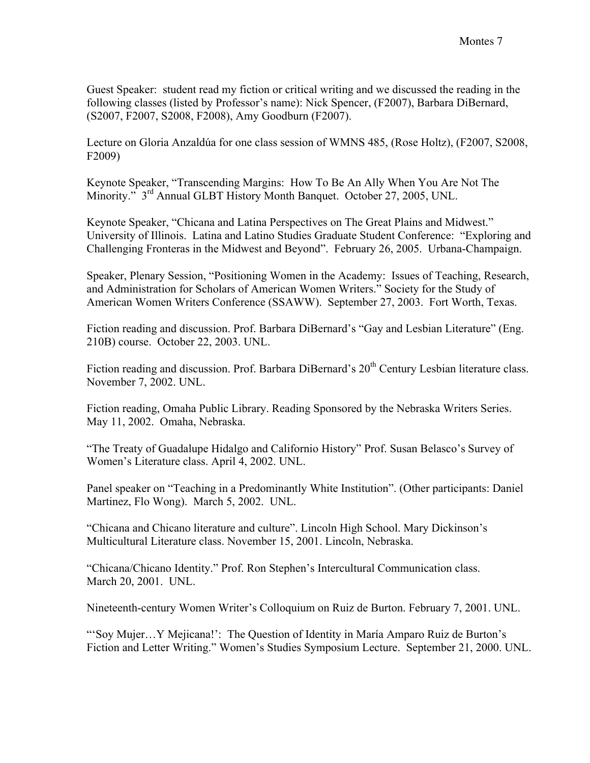Guest Speaker: student read my fiction or critical writing and we discussed the reading in the following classes (listed by Professor's name): Nick Spencer, (F2007), Barbara DiBernard, (S2007, F2007, S2008, F2008), Amy Goodburn (F2007).

Lecture on Gloria Anzaldúa for one class session of WMNS 485, (Rose Holtz), (F2007, S2008, F2009)

Keynote Speaker, "Transcending Margins: How To Be An Ally When You Are Not The Minority." 3rd Annual GLBT History Month Banquet. October 27, 2005, UNL.

Keynote Speaker, "Chicana and Latina Perspectives on The Great Plains and Midwest." University of Illinois. Latina and Latino Studies Graduate Student Conference: "Exploring and Challenging Fronteras in the Midwest and Beyond". February 26, 2005. Urbana-Champaign.

Speaker, Plenary Session, "Positioning Women in the Academy: Issues of Teaching, Research, and Administration for Scholars of American Women Writers." Society for the Study of American Women Writers Conference (SSAWW). September 27, 2003. Fort Worth, Texas.

Fiction reading and discussion. Prof. Barbara DiBernard's "Gay and Lesbian Literature" (Eng. 210B) course. October 22, 2003. UNL.

Fiction reading and discussion. Prof. Barbara DiBernard's 20th Century Lesbian literature class. November 7, 2002. UNL.

Fiction reading, Omaha Public Library. Reading Sponsored by the Nebraska Writers Series. May 11, 2002. Omaha, Nebraska.

"The Treaty of Guadalupe Hidalgo and Californio History" Prof. Susan Belasco's Survey of Women's Literature class. April 4, 2002. UNL.

Panel speaker on "Teaching in a Predominantly White Institution". (Other participants: Daniel Martinez, Flo Wong). March 5, 2002. UNL.

"Chicana and Chicano literature and culture". Lincoln High School. Mary Dickinson's Multicultural Literature class. November 15, 2001. Lincoln, Nebraska.

"Chicana/Chicano Identity." Prof. Ron Stephen's Intercultural Communication class. March 20, 2001. UNL.

Nineteenth-century Women Writer's Colloquium on Ruiz de Burton. February 7, 2001. UNL.

"'Soy Mujer…Y Mejicana!': The Question of Identity in María Amparo Ruiz de Burton's Fiction and Letter Writing." Women's Studies Symposium Lecture. September 21, 2000. UNL.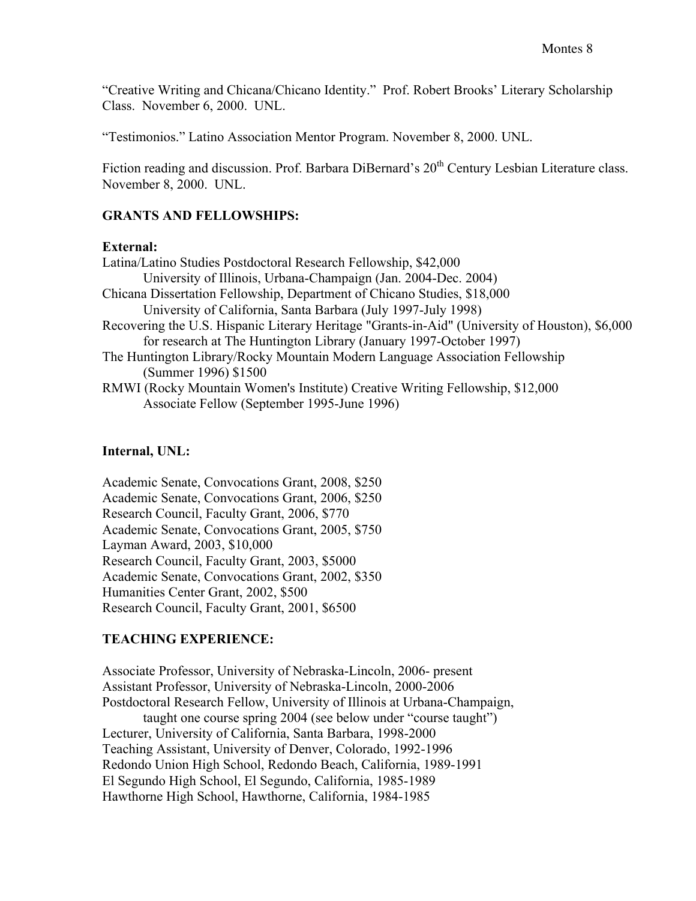"Creative Writing and Chicana/Chicano Identity." Prof. Robert Brooks' Literary Scholarship Class. November 6, 2000. UNL.

"Testimonios." Latino Association Mentor Program. November 8, 2000. UNL.

Fiction reading and discussion. Prof. Barbara DiBernard's 20th Century Lesbian Literature class. November 8, 2000. UNL.

**GRANTS AND FELLOWSHIPS:**

**External:**

Latina/Latino Studies Postdoctoral Research Fellowship, $42,000
    University of Illinois, Urbana-Champaign (Jan. 2004-Dec. 2004)
Chicana Dissertation Fellowship, Department of Chicano Studies, $18,000
    University of California, Santa Barbara (July 1997-July 1998)
Recovering the U.S. Hispanic Literary Heritage "Grants-in-Aid" (University of Houston), $6,000
    for research at The Huntington Library (January 1997-October 1997)
The Huntington Library/Rocky Mountain Modern Language Association Fellowship
    (Summer 1996) $1500
RMWI (Rocky Mountain Women's Institute) Creative Writing Fellowship, $12,000
    Associate Fellow (September 1995-June 1996)

**Internal, UNL:**

Academic Senate, Convocations Grant, 2008, $250
Academic Senate, Convocations Grant, 2006, $250
Research Council, Faculty Grant, 2006, $770
Academic Senate, Convocations Grant, 2005, $750
Layman Award, 2003, $10,000
Research Council, Faculty Grant, 2003, $5000
Academic Senate, Convocations Grant, 2002, $350
Humanities Center Grant, 2002, $500
Research Council, Faculty Grant, 2001, $6500

**TEACHING EXPERIENCE:**

Associate Professor, University of Nebraska-Lincoln, 2006- present
Assistant Professor, University of Nebraska-Lincoln, 2000-2006
Postdoctoral Research Fellow, University of Illinois at Urbana-Champaign,
    taught one course spring 2004 (see below under "course taught")
Lecturer, University of California, Santa Barbara, 1998-2000
Teaching Assistant, University of Denver, Colorado, 1992-1996
Redondo Union High School, Redondo Beach, California, 1989-1991
El Segundo High School, El Segundo, California, 1985-1989
Hawthorne High School, Hawthorne, California, 1984-1985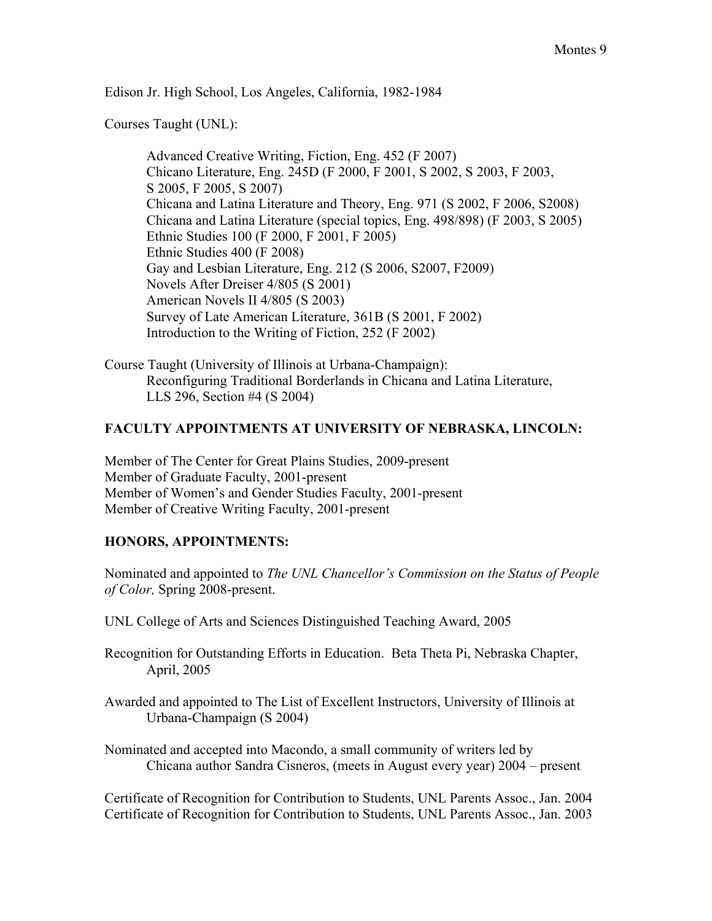Edison Jr. High School, Los Angeles, California, 1982-1984

Courses Taught (UNL):

> Advanced Creative Writing, Fiction, Eng. 452 (F 2007)
> Chicano Literature, Eng. 245D (F 2000, F 2001, S 2002, S 2003, F 2003, S 2005, F 2005, S 2007)
> Chicana and Latina Literature and Theory, Eng. 971 (S 2002, F 2006, S2008)
> Chicana and Latina Literature (special topics, Eng. 498/898) (F 2003, S 2005)
> Ethnic Studies 100 (F 2000, F 2001, F 2005)
> Ethnic Studies 400 (F 2008)
> Gay and Lesbian Literature, Eng. 212 (S 2006, S2007, F2009)
> Novels After Dreiser 4/805 (S 2001)
> American Novels II 4/805 (S 2003)
> Survey of Late American Literature, 361B (S 2001, F 2002)
> Introduction to the Writing of Fiction, 252 (F 2002)

Course Taught (University of Illinois at Urbana-Champaign):
> Reconfiguring Traditional Borderlands in Chicana and Latina Literature, LLS 296, Section #4 (S 2004)

**FACULTY APPOINTMENTS AT UNIVERSITY OF NEBRASKA, LINCOLN:**

Member of The Center for Great Plains Studies, 2009-present
Member of Graduate Faculty, 2001-present
Member of Women's and Gender Studies Faculty, 2001-present
Member of Creative Writing Faculty, 2001-present

**HONORS, APPOINTMENTS:**

Nominated and appointed to *The UNL Chancellor's Commission on the Status of People of Color,* Spring 2008-present.

UNL College of Arts and Sciences Distinguished Teaching Award, 2005

Recognition for Outstanding Efforts in Education. Beta Theta Pi, Nebraska Chapter, April, 2005

Awarded and appointed to The List of Excellent Instructors, University of Illinois at Urbana-Champaign (S 2004)

Nominated and accepted into Macondo, a small community of writers led by Chicana author Sandra Cisneros, (meets in August every year) 2004 – present

Certificate of Recognition for Contribution to Students, UNL Parents Assoc., Jan. 2004
Certificate of Recognition for Contribution to Students, UNL Parents Assoc., Jan. 2003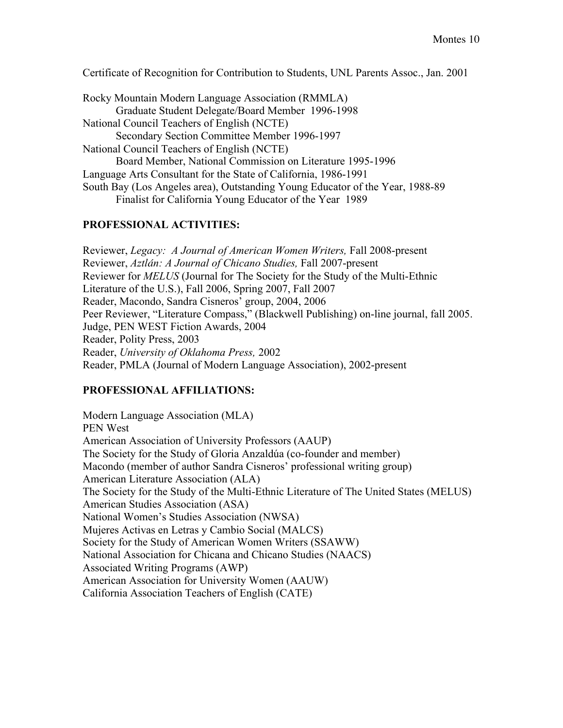Certificate of Recognition for Contribution to Students, UNL Parents Assoc., Jan. 2001

Rocky Mountain Modern Language Association (RMMLA)
    Graduate Student Delegate/Board Member 1996-1998
National Council Teachers of English (NCTE)
    Secondary Section Committee Member 1996-1997
National Council Teachers of English (NCTE)
    Board Member, National Commission on Literature 1995-1996
Language Arts Consultant for the State of California, 1986-1991
South Bay (Los Angeles area), Outstanding Young Educator of the Year, 1988-89
    Finalist for California Young Educator of the Year 1989

**PROFESSIONAL ACTIVITIES:**

Reviewer, *Legacy: A Journal of American Women Writers,* Fall 2008-present
Reviewer, *Aztlán: A Journal of Chicano Studies,* Fall 2007-present
Reviewer for *MELUS* (Journal for The Society for the Study of the Multi-Ethnic Literature of the U.S.), Fall 2006, Spring 2007, Fall 2007
Reader, Macondo, Sandra Cisneros' group, 2004, 2006
Peer Reviewer, "Literature Compass," (Blackwell Publishing) on-line journal, fall 2005.
Judge, PEN WEST Fiction Awards, 2004
Reader, Polity Press, 2003
Reader, *University of Oklahoma Press,* 2002
Reader, PMLA (Journal of Modern Language Association), 2002-present

**PROFESSIONAL AFFILIATIONS:**

Modern Language Association (MLA)
PEN West
American Association of University Professors (AAUP)
The Society for the Study of Gloria Anzaldúa (co-founder and member)
Macondo (member of author Sandra Cisneros' professional writing group)
American Literature Association (ALA)
The Society for the Study of the Multi-Ethnic Literature of The United States (MELUS)
American Studies Association (ASA)
National Women's Studies Association (NWSA)
Mujeres Activas en Letras y Cambio Social (MALCS)
Society for the Study of American Women Writers (SSAWW)
National Association for Chicana and Chicano Studies (NAACS)
Associated Writing Programs (AWP)
American Association for University Women (AAUW)
California Association Teachers of English (CATE)